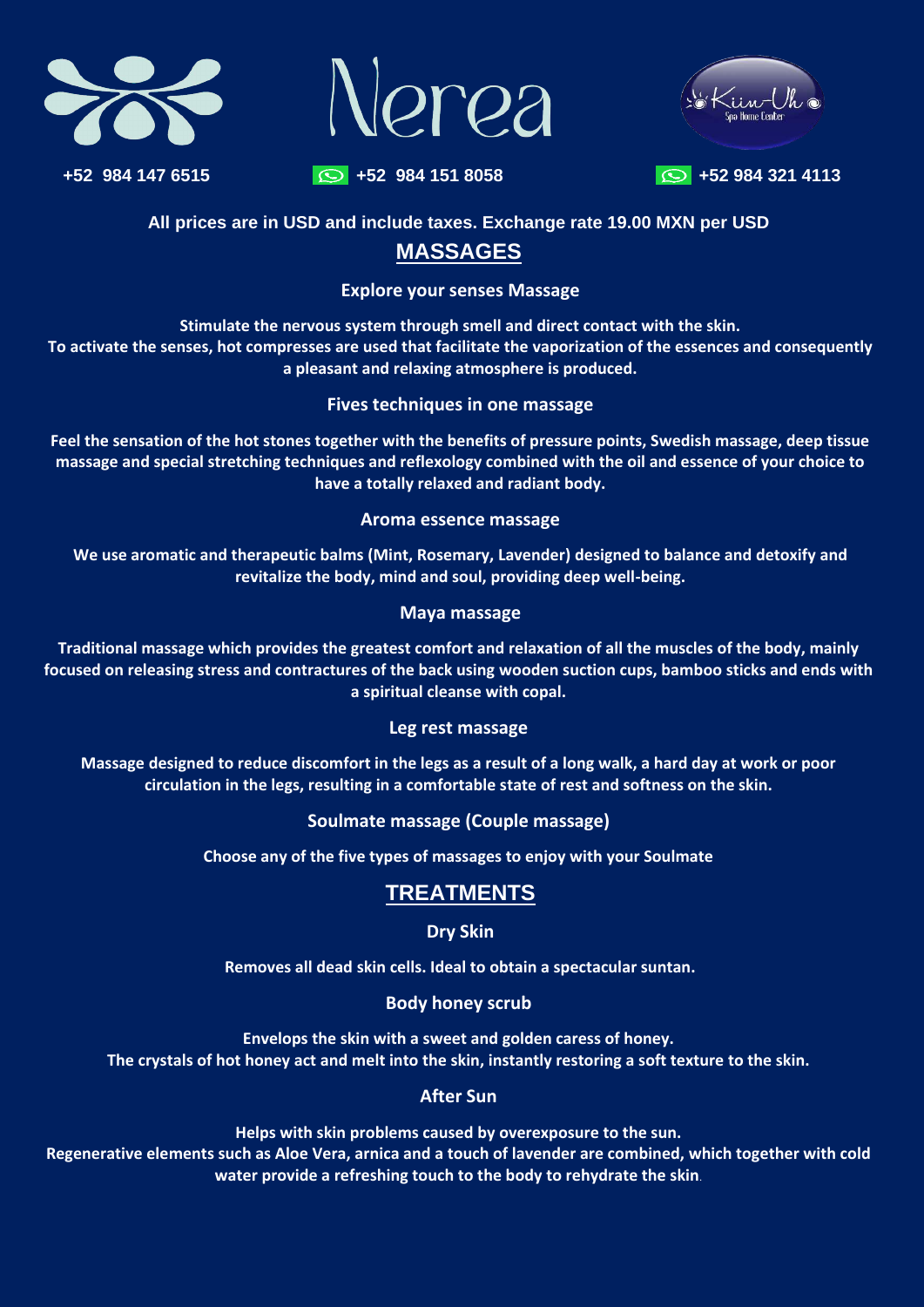Nerea

Kiin-Uh Spa Home Center

+52 984 147 6515 | +52 984 151 8058 | +52 984 321 4113

**All prices are in USD and include taxes. Exchange rate 19.00 MXN per USD**

## MASSAGES

### Explore your senses Massage

**Stimulate the nervous system through smell and direct contact with the skin.**
**To activate the senses, hot compresses are used that facilitate the vaporization of the essences and consequently a pleasant and relaxing atmosphere is produced.**

### Fives techniques in one massage

**Feel the sensation of the hot stones together with the benefits of pressure points, Swedish massage, deep tissue massage and special stretching techniques and reflexology combined with the oil and essence of your choice to have a totally relaxed and radiant body.**

### Aroma essence massage

**We use aromatic and therapeutic balms (Mint, Rosemary, Lavender) designed to balance and detoxify and revitalize the body, mind and soul, providing deep well-being.**

### Maya massage

**Traditional massage which provides the greatest comfort and relaxation of all the muscles of the body, mainly focused on releasing stress and contractures of the back using wooden suction cups, bamboo sticks and ends with a spiritual cleanse with copal.**

### Leg rest massage

**Massage designed to reduce discomfort in the legs as a result of a long walk, a hard day at work or poor circulation in the legs, resulting in a comfortable state of rest and softness on the skin.**

### Soulmate massage (Couple massage)

**Choose any of the five types of massages to enjoy with your Soulmate**

## TREATMENTS

### Dry Skin

**Removes all dead skin cells. Ideal to obtain a spectacular suntan.**

### Body honey scrub

**Envelops the skin with a sweet and golden caress of honey.**
**The crystals of hot honey act and melt into the skin, instantly restoring a soft texture to the skin.**

### After Sun

**Helps with skin problems caused by overexposure to the sun.**
**Regenerative elements such as Aloe Vera, arnica and a touch of lavender are combined, which together with cold water provide a refreshing touch to the body to rehydrate the skin.**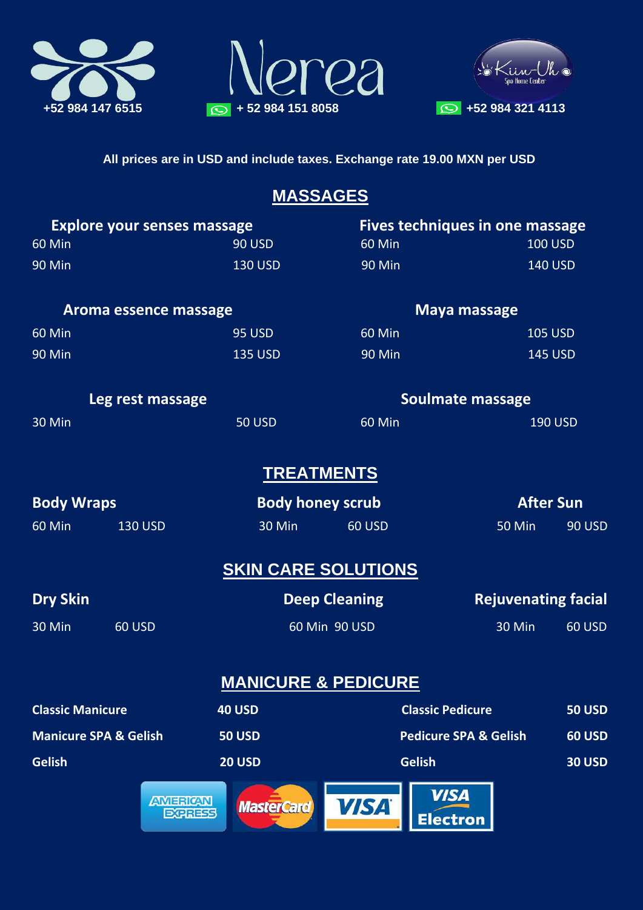+52 984 147 6515

# Nerea

+ 52 984 151 8058

Kiin-Uh Spa Home Center

+52 984 321 4113

**All prices are in USD and include taxes. Exchange rate 19.00 MXN per USD**

## MASSAGES

### Explore your senses massage

| | |
|---|---|
| 60 Min | 90 USD |
| 90 Min | 130 USD |

### Fives techniques in one massage

| | |
|---|---|
| 60 Min | 100 USD |
| 90 Min | 140 USD |

### Aroma essence massage

| | |
|---|---|
| 60 Min | 95 USD |
| 90 Min | 135 USD |

### Maya massage

| | |
|---|---|
| 60 Min | 105 USD |
| 90 Min | 145 USD |

### Leg rest massage

| | |
|---|---|
| 30 Min | 50 USD |

### Soulmate massage

| | |
|---|---|
| 60 Min | 190 USD |

## TREATMENTS

### Body Wraps

| | |
|---|---|
| 60 Min | 130 USD |

### Body honey scrub

| | |
|---|---|
| 30 Min | 60 USD |

### After Sun

| | |
|---|---|
| 50 Min | 90 USD |

## SKIN CARE SOLUTIONS

### Dry Skin

| | |
|---|---|
| 30 Min | 60 USD |

### Deep Cleaning

| | |
|---|---|
| 60 Min | 90 USD |

### Rejuvenating facial

| | |
|---|---|
| 30 Min | 60 USD |

## MANICURE & PEDICURE

| | | | |
|---|---|---|---|
| **Classic Manicure** | **40 USD** | **Classic Pedicure** | **50 USD** |
| **Manicure SPA & Gelish** | **50 USD** | **Pedicure SPA & Gelish** | **60 USD** |
| **Gelish** | **20 USD** | **Gelish** | **30 USD** |

AMERICAN EXPRESS · MasterCard · VISA · VISA Electron